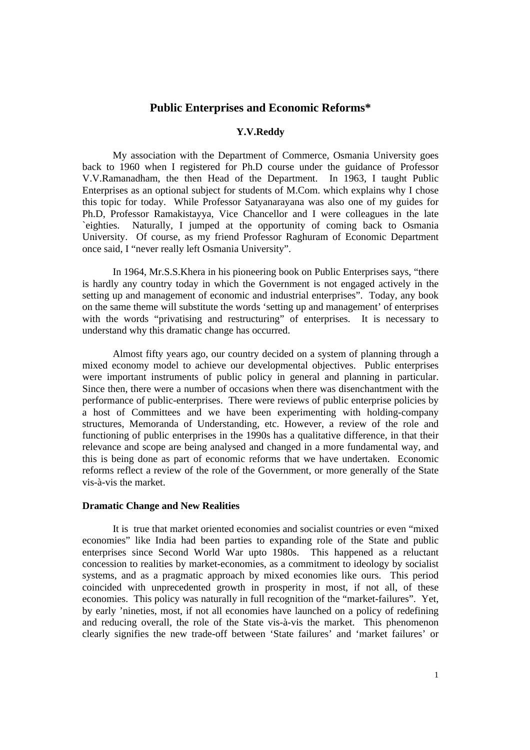# Public Enterprises and Economic Reforms*

**Y.V.Reddy**

My association with the Department of Commerce, Osmania University goes back to 1960 when I registered for Ph.D course under the guidance of Professor V.V.Ramanadham, the then Head of the Department. In 1963, I taught Public Enterprises as an optional subject for students of M.Com. which explains why I chose this topic for today. While Professor Satyanarayana was also one of my guides for Ph.D, Professor Ramakistayya, Vice Chancellor and I were colleagues in the late `eighties. Naturally, I jumped at the opportunity of coming back to Osmania University. Of course, as my friend Professor Raghuram of Economic Department once said, I "never really left Osmania University".

In 1964, Mr.S.S.Khera in his pioneering book on Public Enterprises says, "there is hardly any country today in which the Government is not engaged actively in the setting up and management of economic and industrial enterprises". Today, any book on the same theme will substitute the words 'setting up and management' of enterprises with the words "privatising and restructuring" of enterprises. It is necessary to understand why this dramatic change has occurred.

Almost fifty years ago, our country decided on a system of planning through a mixed economy model to achieve our developmental objectives. Public enterprises were important instruments of public policy in general and planning in particular. Since then, there were a number of occasions when there was disenchantment with the performance of public-enterprises. There were reviews of public enterprise policies by a host of Committees and we have been experimenting with holding-company structures, Memoranda of Understanding, etc. However, a review of the role and functioning of public enterprises in the 1990s has a qualitative difference, in that their relevance and scope are being analysed and changed in a more fundamental way, and this is being done as part of economic reforms that we have undertaken. Economic reforms reflect a review of the role of the Government, or more generally of the State vis-à-vis the market.

**Dramatic Change and New Realities**

It is true that market oriented economies and socialist countries or even "mixed economies" like India had been parties to expanding role of the State and public enterprises since Second World War upto 1980s. This happened as a reluctant concession to realities by market-economies, as a commitment to ideology by socialist systems, and as a pragmatic approach by mixed economies like ours. This period coincided with unprecedented growth in prosperity in most, if not all, of these economies. This policy was naturally in full recognition of the "market-failures". Yet, by early 'nineties, most, if not all economies have launched on a policy of redefining and reducing overall, the role of the State vis-à-vis the market. This phenomenon clearly signifies the new trade-off between 'State failures' and 'market failures' or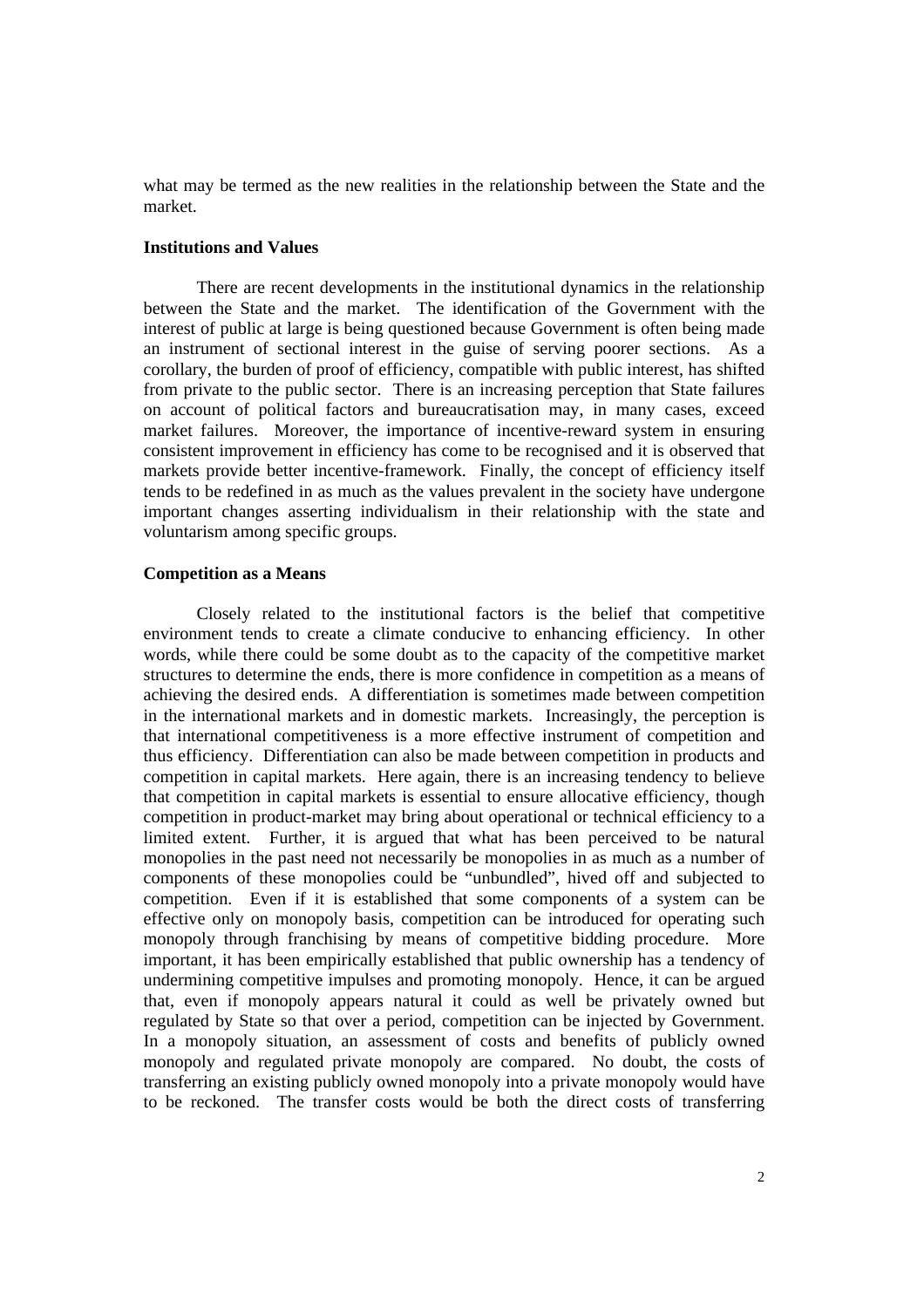what may be termed as the new realities in the relationship between the State and the market.

**Institutions and Values**

There are recent developments in the institutional dynamics in the relationship between the State and the market. The identification of the Government with the interest of public at large is being questioned because Government is often being made an instrument of sectional interest in the guise of serving poorer sections. As a corollary, the burden of proof of efficiency, compatible with public interest, has shifted from private to the public sector. There is an increasing perception that State failures on account of political factors and bureaucratisation may, in many cases, exceed market failures. Moreover, the importance of incentive-reward system in ensuring consistent improvement in efficiency has come to be recognised and it is observed that markets provide better incentive-framework. Finally, the concept of efficiency itself tends to be redefined in as much as the values prevalent in the society have undergone important changes asserting individualism in their relationship with the state and voluntarism among specific groups.

**Competition as a Means**

Closely related to the institutional factors is the belief that competitive environment tends to create a climate conducive to enhancing efficiency. In other words, while there could be some doubt as to the capacity of the competitive market structures to determine the ends, there is more confidence in competition as a means of achieving the desired ends. A differentiation is sometimes made between competition in the international markets and in domestic markets. Increasingly, the perception is that international competitiveness is a more effective instrument of competition and thus efficiency. Differentiation can also be made between competition in products and competition in capital markets. Here again, there is an increasing tendency to believe that competition in capital markets is essential to ensure allocative efficiency, though competition in product-market may bring about operational or technical efficiency to a limited extent. Further, it is argued that what has been perceived to be natural monopolies in the past need not necessarily be monopolies in as much as a number of components of these monopolies could be "unbundled", hived off and subjected to competition. Even if it is established that some components of a system can be effective only on monopoly basis, competition can be introduced for operating such monopoly through franchising by means of competitive bidding procedure. More important, it has been empirically established that public ownership has a tendency of undermining competitive impulses and promoting monopoly. Hence, it can be argued that, even if monopoly appears natural it could as well be privately owned but regulated by State so that over a period, competition can be injected by Government. In a monopoly situation, an assessment of costs and benefits of publicly owned monopoly and regulated private monopoly are compared. No doubt, the costs of transferring an existing publicly owned monopoly into a private monopoly would have to be reckoned. The transfer costs would be both the direct costs of transferring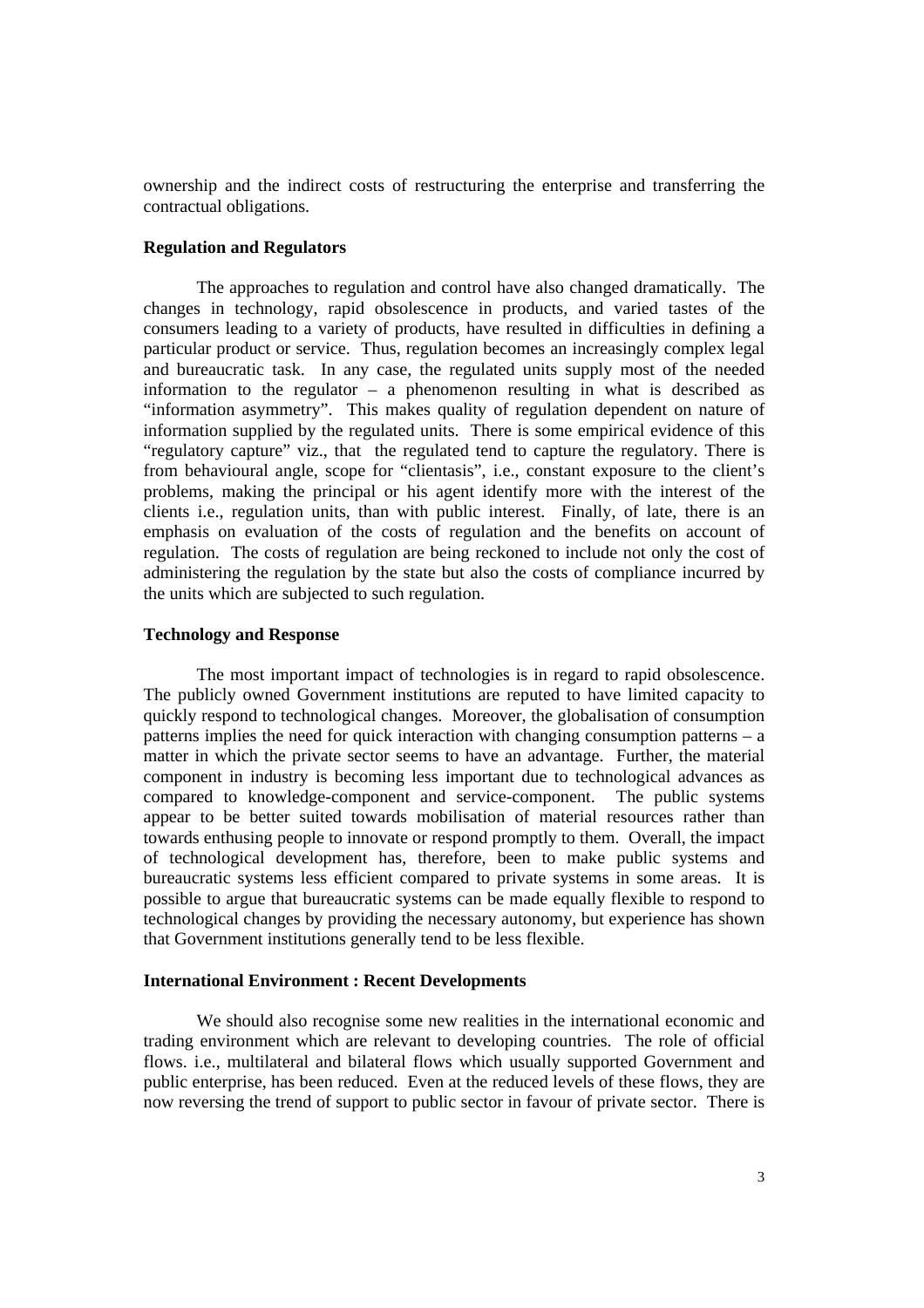ownership and the indirect costs of restructuring the enterprise and transferring the contractual obligations.

### Regulation and Regulators

The approaches to regulation and control have also changed dramatically. The changes in technology, rapid obsolescence in products, and varied tastes of the consumers leading to a variety of products, have resulted in difficulties in defining a particular product or service. Thus, regulation becomes an increasingly complex legal and bureaucratic task. In any case, the regulated units supply most of the needed information to the regulator – a phenomenon resulting in what is described as "information asymmetry". This makes quality of regulation dependent on nature of information supplied by the regulated units. There is some empirical evidence of this "regulatory capture" viz., that the regulated tend to capture the regulatory. There is from behavioural angle, scope for "clientasis", i.e., constant exposure to the client's problems, making the principal or his agent identify more with the interest of the clients i.e., regulation units, than with public interest. Finally, of late, there is an emphasis on evaluation of the costs of regulation and the benefits on account of regulation. The costs of regulation are being reckoned to include not only the cost of administering the regulation by the state but also the costs of compliance incurred by the units which are subjected to such regulation.

### Technology and Response

The most important impact of technologies is in regard to rapid obsolescence. The publicly owned Government institutions are reputed to have limited capacity to quickly respond to technological changes. Moreover, the globalisation of consumption patterns implies the need for quick interaction with changing consumption patterns – a matter in which the private sector seems to have an advantage. Further, the material component in industry is becoming less important due to technological advances as compared to knowledge-component and service-component. The public systems appear to be better suited towards mobilisation of material resources rather than towards enthusing people to innovate or respond promptly to them. Overall, the impact of technological development has, therefore, been to make public systems and bureaucratic systems less efficient compared to private systems in some areas. It is possible to argue that bureaucratic systems can be made equally flexible to respond to technological changes by providing the necessary autonomy, but experience has shown that Government institutions generally tend to be less flexible.

### International Environment : Recent Developments

We should also recognise some new realities in the international economic and trading environment which are relevant to developing countries. The role of official flows. i.e., multilateral and bilateral flows which usually supported Government and public enterprise, has been reduced. Even at the reduced levels of these flows, they are now reversing the trend of support to public sector in favour of private sector. There is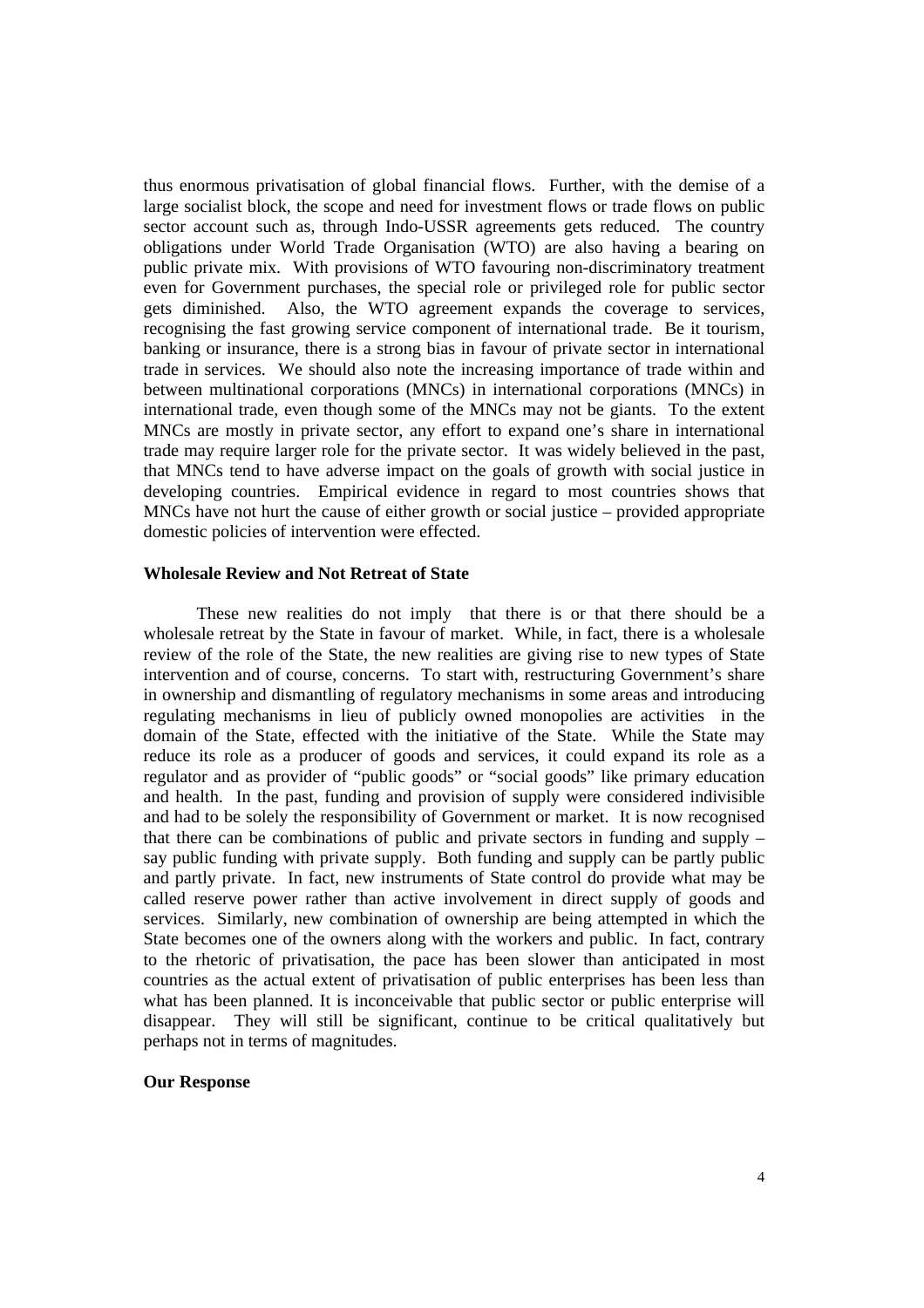thus enormous privatisation of global financial flows. Further, with the demise of a large socialist block, the scope and need for investment flows or trade flows on public sector account such as, through Indo-USSR agreements gets reduced. The country obligations under World Trade Organisation (WTO) are also having a bearing on public private mix. With provisions of WTO favouring non-discriminatory treatment even for Government purchases, the special role or privileged role for public sector gets diminished. Also, the WTO agreement expands the coverage to services, recognising the fast growing service component of international trade. Be it tourism, banking or insurance, there is a strong bias in favour of private sector in international trade in services. We should also note the increasing importance of trade within and between multinational corporations (MNCs) in international corporations (MNCs) in international trade, even though some of the MNCs may not be giants. To the extent MNCs are mostly in private sector, any effort to expand one's share in international trade may require larger role for the private sector. It was widely believed in the past, that MNCs tend to have adverse impact on the goals of growth with social justice in developing countries. Empirical evidence in regard to most countries shows that MNCs have not hurt the cause of either growth or social justice – provided appropriate domestic policies of intervention were effected.

**Wholesale Review and Not Retreat of State**

These new realities do not imply that there is or that there should be a wholesale retreat by the State in favour of market. While, in fact, there is a wholesale review of the role of the State, the new realities are giving rise to new types of State intervention and of course, concerns. To start with, restructuring Government's share in ownership and dismantling of regulatory mechanisms in some areas and introducing regulating mechanisms in lieu of publicly owned monopolies are activities in the domain of the State, effected with the initiative of the State. While the State may reduce its role as a producer of goods and services, it could expand its role as a regulator and as provider of "public goods" or "social goods" like primary education and health. In the past, funding and provision of supply were considered indivisible and had to be solely the responsibility of Government or market. It is now recognised that there can be combinations of public and private sectors in funding and supply – say public funding with private supply. Both funding and supply can be partly public and partly private. In fact, new instruments of State control do provide what may be called reserve power rather than active involvement in direct supply of goods and services. Similarly, new combination of ownership are being attempted in which the State becomes one of the owners along with the workers and public. In fact, contrary to the rhetoric of privatisation, the pace has been slower than anticipated in most countries as the actual extent of privatisation of public enterprises has been less than what has been planned. It is inconceivable that public sector or public enterprise will disappear. They will still be significant, continue to be critical qualitatively but perhaps not in terms of magnitudes.

**Our Response**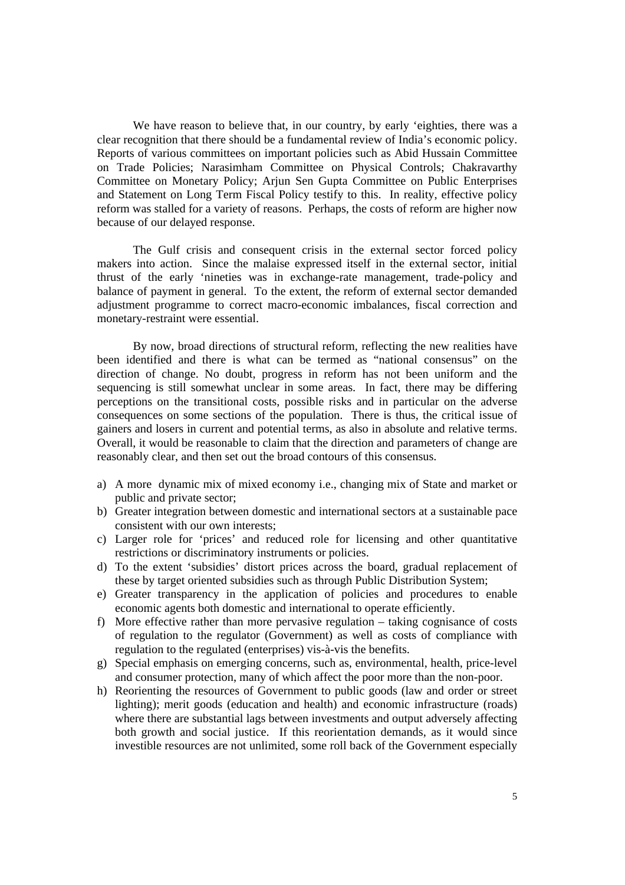We have reason to believe that, in our country, by early 'eighties, there was a clear recognition that there should be a fundamental review of India's economic policy. Reports of various committees on important policies such as Abid Hussain Committee on Trade Policies; Narasimham Committee on Physical Controls; Chakravarthy Committee on Monetary Policy; Arjun Sen Gupta Committee on Public Enterprises and Statement on Long Term Fiscal Policy testify to this. In reality, effective policy reform was stalled for a variety of reasons. Perhaps, the costs of reform are higher now because of our delayed response.

The Gulf crisis and consequent crisis in the external sector forced policy makers into action. Since the malaise expressed itself in the external sector, initial thrust of the early 'nineties was in exchange-rate management, trade-policy and balance of payment in general. To the extent, the reform of external sector demanded adjustment programme to correct macro-economic imbalances, fiscal correction and monetary-restraint were essential.

By now, broad directions of structural reform, reflecting the new realities have been identified and there is what can be termed as "national consensus" on the direction of change. No doubt, progress in reform has not been uniform and the sequencing is still somewhat unclear in some areas. In fact, there may be differing perceptions on the transitional costs, possible risks and in particular on the adverse consequences on some sections of the population. There is thus, the critical issue of gainers and losers in current and potential terms, as also in absolute and relative terms. Overall, it would be reasonable to claim that the direction and parameters of change are reasonably clear, and then set out the broad contours of this consensus.

a) A more dynamic mix of mixed economy i.e., changing mix of State and market or public and private sector;
b) Greater integration between domestic and international sectors at a sustainable pace consistent with our own interests;
c) Larger role for 'prices' and reduced role for licensing and other quantitative restrictions or discriminatory instruments or policies.
d) To the extent 'subsidies' distort prices across the board, gradual replacement of these by target oriented subsidies such as through Public Distribution System;
e) Greater transparency in the application of policies and procedures to enable economic agents both domestic and international to operate efficiently.
f) More effective rather than more pervasive regulation – taking cognisance of costs of regulation to the regulator (Government) as well as costs of compliance with regulation to the regulated (enterprises) vis-à-vis the benefits.
g) Special emphasis on emerging concerns, such as, environmental, health, price-level and consumer protection, many of which affect the poor more than the non-poor.
h) Reorienting the resources of Government to public goods (law and order or street lighting); merit goods (education and health) and economic infrastructure (roads) where there are substantial lags between investments and output adversely affecting both growth and social justice. If this reorientation demands, as it would since investible resources are not unlimited, some roll back of the Government especially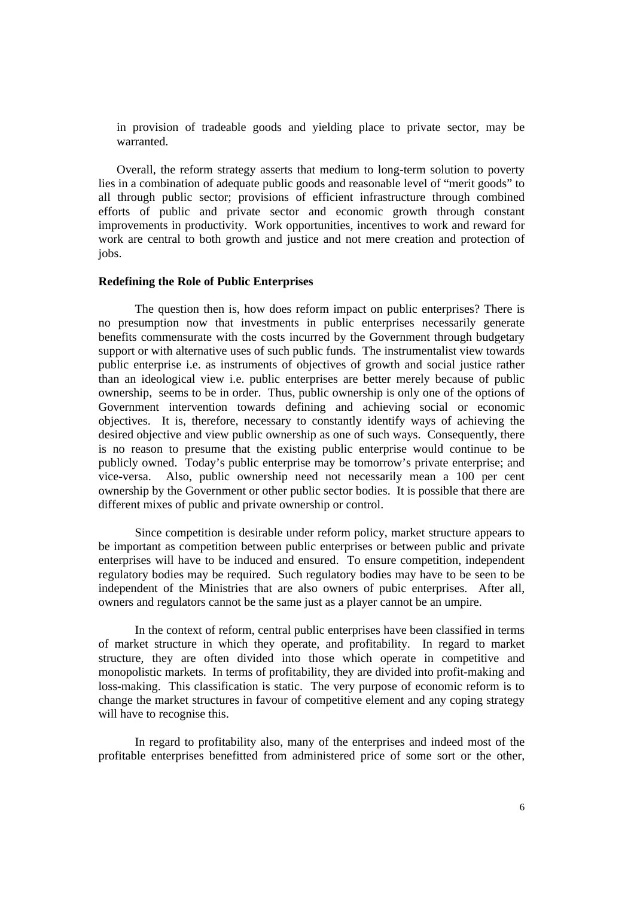in provision of tradeable goods and yielding place to private sector, may be warranted.

Overall, the reform strategy asserts that medium to long-term solution to poverty lies in a combination of adequate public goods and reasonable level of "merit goods" to all through public sector; provisions of efficient infrastructure through combined efforts of public and private sector and economic growth through constant improvements in productivity. Work opportunities, incentives to work and reward for work are central to both growth and justice and not mere creation and protection of jobs.

**Redefining the Role of Public Enterprises**

The question then is, how does reform impact on public enterprises? There is no presumption now that investments in public enterprises necessarily generate benefits commensurate with the costs incurred by the Government through budgetary support or with alternative uses of such public funds. The instrumentalist view towards public enterprise i.e. as instruments of objectives of growth and social justice rather than an ideological view i.e. public enterprises are better merely because of public ownership, seems to be in order. Thus, public ownership is only one of the options of Government intervention towards defining and achieving social or economic objectives. It is, therefore, necessary to constantly identify ways of achieving the desired objective and view public ownership as one of such ways. Consequently, there is no reason to presume that the existing public enterprise would continue to be publicly owned. Today's public enterprise may be tomorrow's private enterprise; and vice-versa. Also, public ownership need not necessarily mean a 100 per cent ownership by the Government or other public sector bodies. It is possible that there are different mixes of public and private ownership or control.

Since competition is desirable under reform policy, market structure appears to be important as competition between public enterprises or between public and private enterprises will have to be induced and ensured. To ensure competition, independent regulatory bodies may be required. Such regulatory bodies may have to be seen to be independent of the Ministries that are also owners of pubic enterprises. After all, owners and regulators cannot be the same just as a player cannot be an umpire.

In the context of reform, central public enterprises have been classified in terms of market structure in which they operate, and profitability. In regard to market structure, they are often divided into those which operate in competitive and monopolistic markets. In terms of profitability, they are divided into profit-making and loss-making. This classification is static. The very purpose of economic reform is to change the market structures in favour of competitive element and any coping strategy will have to recognise this.

In regard to profitability also, many of the enterprises and indeed most of the profitable enterprises benefitted from administered price of some sort or the other,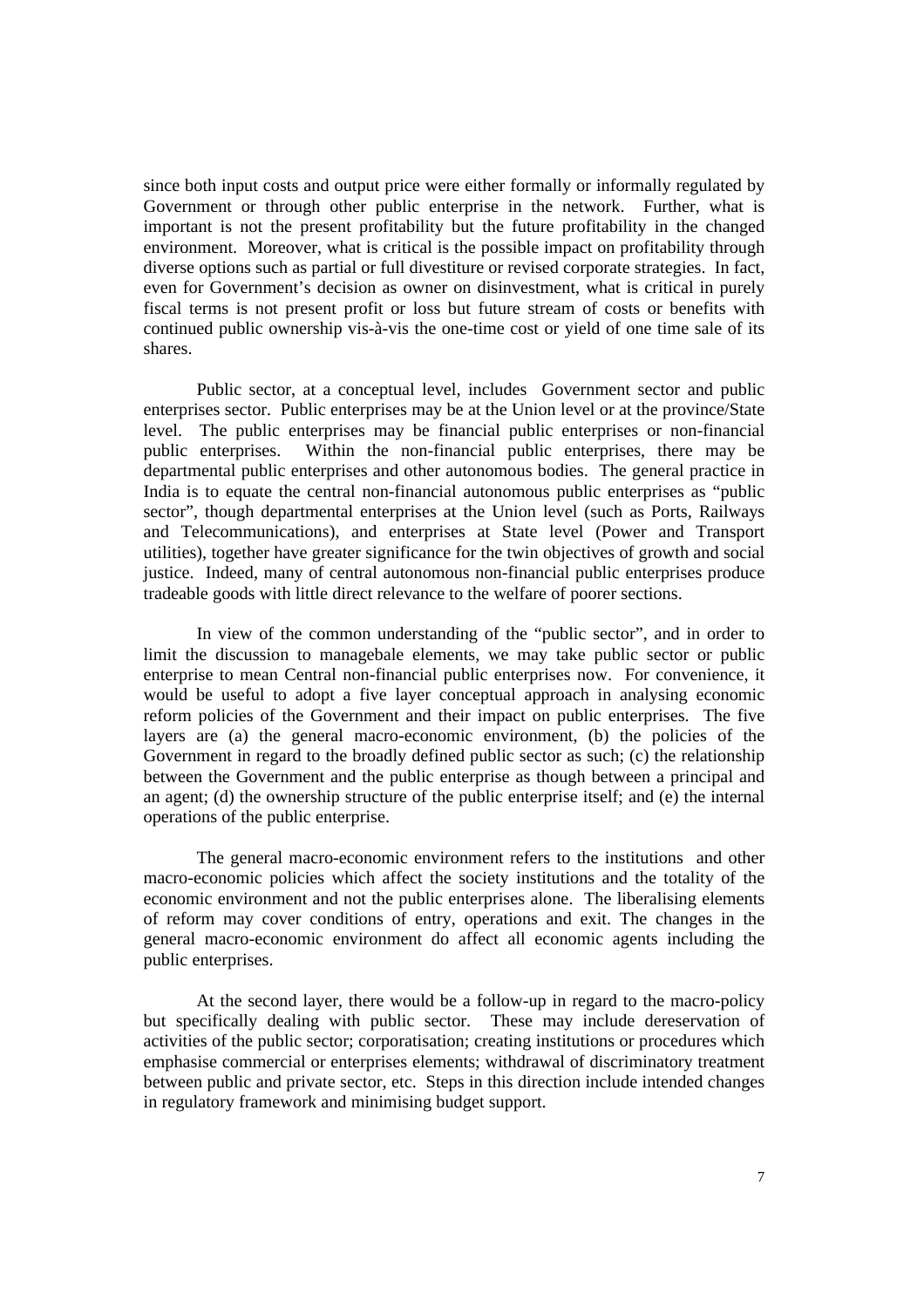since both input costs and output price were either formally or informally regulated by Government or through other public enterprise in the network. Further, what is important is not the present profitability but the future profitability in the changed environment. Moreover, what is critical is the possible impact on profitability through diverse options such as partial or full divestiture or revised corporate strategies. In fact, even for Government's decision as owner on disinvestment, what is critical in purely fiscal terms is not present profit or loss but future stream of costs or benefits with continued public ownership vis-à-vis the one-time cost or yield of one time sale of its shares.

Public sector, at a conceptual level, includes Government sector and public enterprises sector. Public enterprises may be at the Union level or at the province/State level. The public enterprises may be financial public enterprises or non-financial public enterprises. Within the non-financial public enterprises, there may be departmental public enterprises and other autonomous bodies. The general practice in India is to equate the central non-financial autonomous public enterprises as "public sector", though departmental enterprises at the Union level (such as Ports, Railways and Telecommunications), and enterprises at State level (Power and Transport utilities), together have greater significance for the twin objectives of growth and social justice. Indeed, many of central autonomous non-financial public enterprises produce tradeable goods with little direct relevance to the welfare of poorer sections.

In view of the common understanding of the "public sector", and in order to limit the discussion to managebale elements, we may take public sector or public enterprise to mean Central non-financial public enterprises now. For convenience, it would be useful to adopt a five layer conceptual approach in analysing economic reform policies of the Government and their impact on public enterprises. The five layers are (a) the general macro-economic environment, (b) the policies of the Government in regard to the broadly defined public sector as such; (c) the relationship between the Government and the public enterprise as though between a principal and an agent; (d) the ownership structure of the public enterprise itself; and (e) the internal operations of the public enterprise.

The general macro-economic environment refers to the institutions and other macro-economic policies which affect the society institutions and the totality of the economic environment and not the public enterprises alone. The liberalising elements of reform may cover conditions of entry, operations and exit. The changes in the general macro-economic environment do affect all economic agents including the public enterprises.

At the second layer, there would be a follow-up in regard to the macro-policy but specifically dealing with public sector. These may include dereservation of activities of the public sector; corporatisation; creating institutions or procedures which emphasise commercial or enterprises elements; withdrawal of discriminatory treatment between public and private sector, etc. Steps in this direction include intended changes in regulatory framework and minimising budget support.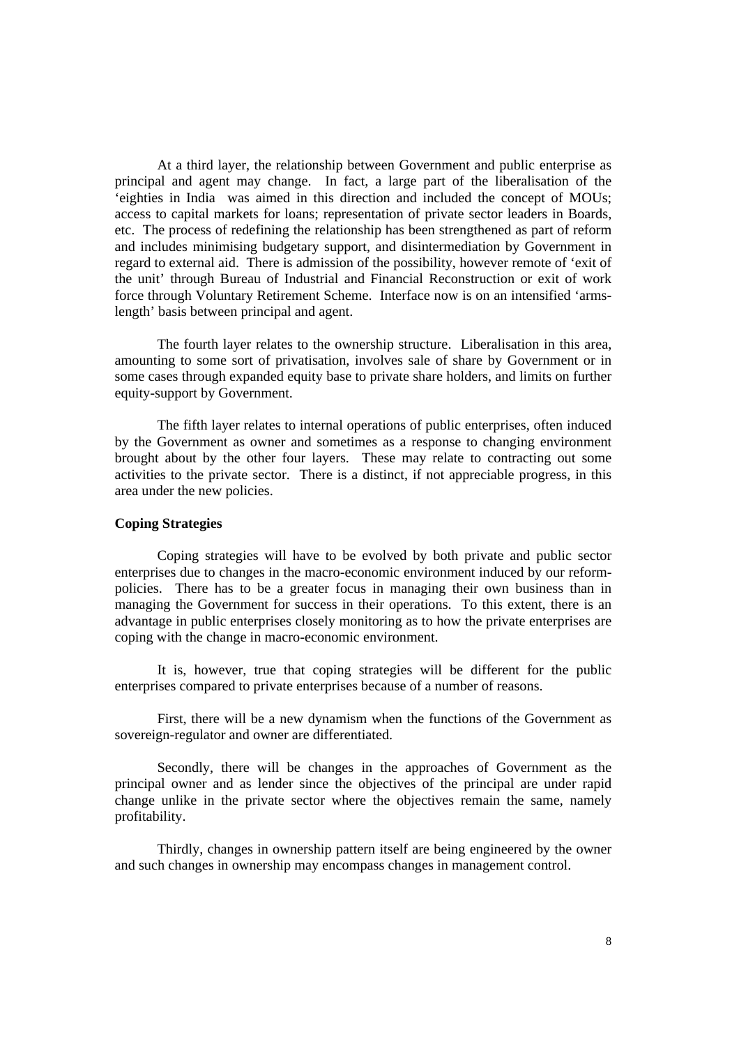At a third layer, the relationship between Government and public enterprise as principal and agent may change. In fact, a large part of the liberalisation of the 'eighties in India was aimed in this direction and included the concept of MOUs; access to capital markets for loans; representation of private sector leaders in Boards, etc. The process of redefining the relationship has been strengthened as part of reform and includes minimising budgetary support, and disintermediation by Government in regard to external aid. There is admission of the possibility, however remote of 'exit of the unit' through Bureau of Industrial and Financial Reconstruction or exit of work force through Voluntary Retirement Scheme. Interface now is on an intensified 'arms-length' basis between principal and agent.

The fourth layer relates to the ownership structure. Liberalisation in this area, amounting to some sort of privatisation, involves sale of share by Government or in some cases through expanded equity base to private share holders, and limits on further equity-support by Government.

The fifth layer relates to internal operations of public enterprises, often induced by the Government as owner and sometimes as a response to changing environment brought about by the other four layers. These may relate to contracting out some activities to the private sector. There is a distinct, if not appreciable progress, in this area under the new policies.

**Coping Strategies**

Coping strategies will have to be evolved by both private and public sector enterprises due to changes in the macro-economic environment induced by our reform-policies. There has to be a greater focus in managing their own business than in managing the Government for success in their operations. To this extent, there is an advantage in public enterprises closely monitoring as to how the private enterprises are coping with the change in macro-economic environment.

It is, however, true that coping strategies will be different for the public enterprises compared to private enterprises because of a number of reasons.

First, there will be a new dynamism when the functions of the Government as sovereign-regulator and owner are differentiated.

Secondly, there will be changes in the approaches of Government as the principal owner and as lender since the objectives of the principal are under rapid change unlike in the private sector where the objectives remain the same, namely profitability.

Thirdly, changes in ownership pattern itself are being engineered by the owner and such changes in ownership may encompass changes in management control.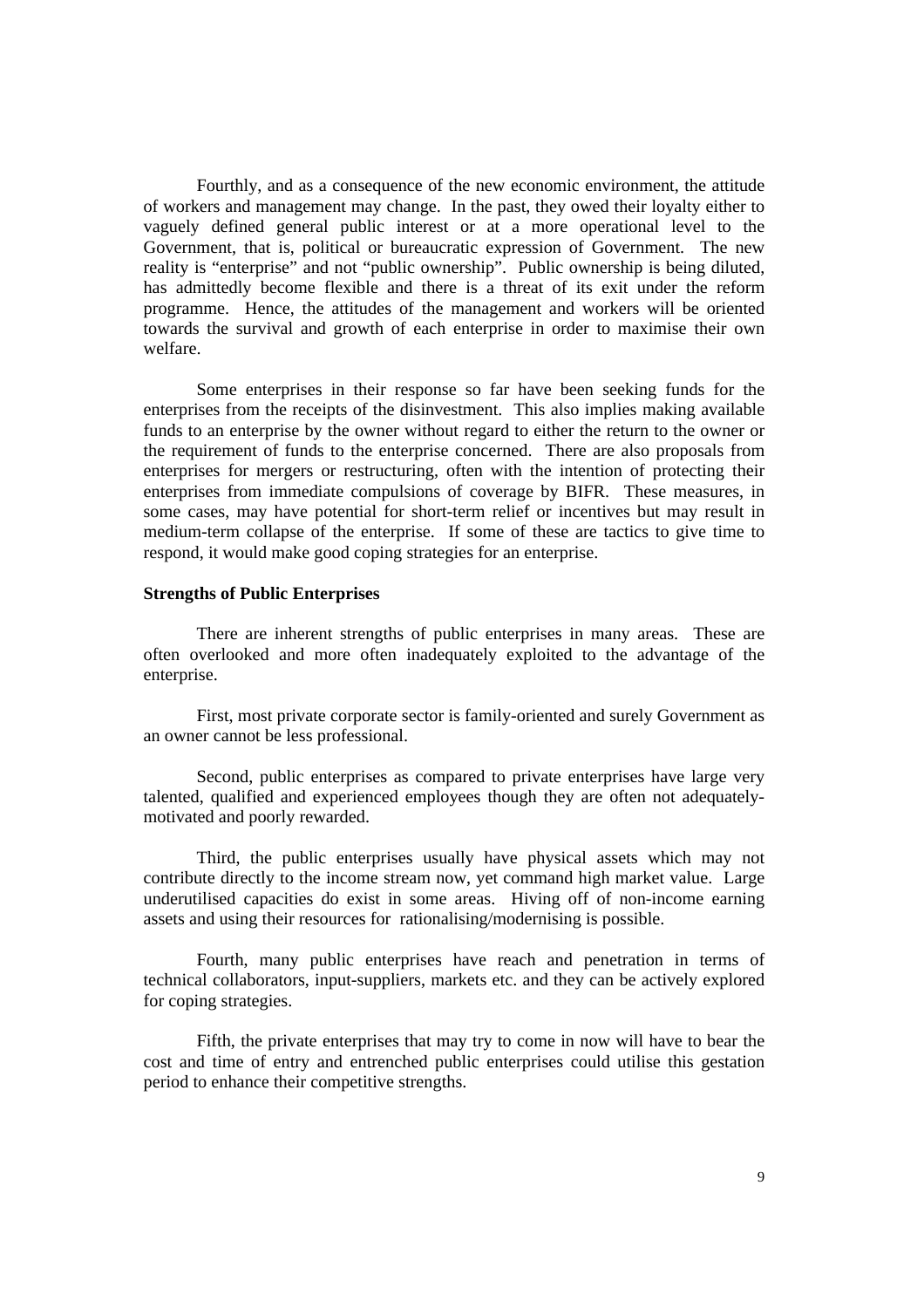Fourthly, and as a consequence of the new economic environment, the attitude of workers and management may change. In the past, they owed their loyalty either to vaguely defined general public interest or at a more operational level to the Government, that is, political or bureaucratic expression of Government. The new reality is "enterprise" and not "public ownership". Public ownership is being diluted, has admittedly become flexible and there is a threat of its exit under the reform programme. Hence, the attitudes of the management and workers will be oriented towards the survival and growth of each enterprise in order to maximise their own welfare.

Some enterprises in their response so far have been seeking funds for the enterprises from the receipts of the disinvestment. This also implies making available funds to an enterprise by the owner without regard to either the return to the owner or the requirement of funds to the enterprise concerned. There are also proposals from enterprises for mergers or restructuring, often with the intention of protecting their enterprises from immediate compulsions of coverage by BIFR. These measures, in some cases, may have potential for short-term relief or incentives but may result in medium-term collapse of the enterprise. If some of these are tactics to give time to respond, it would make good coping strategies for an enterprise.

**Strengths of Public Enterprises**

There are inherent strengths of public enterprises in many areas. These are often overlooked and more often inadequately exploited to the advantage of the enterprise.

First, most private corporate sector is family-oriented and surely Government as an owner cannot be less professional.

Second, public enterprises as compared to private enterprises have large very talented, qualified and experienced employees though they are often not adequately-motivated and poorly rewarded.

Third, the public enterprises usually have physical assets which may not contribute directly to the income stream now, yet command high market value. Large underutilised capacities do exist in some areas. Hiving off of non-income earning assets and using their resources for rationalising/modernising is possible.

Fourth, many public enterprises have reach and penetration in terms of technical collaborators, input-suppliers, markets etc. and they can be actively explored for coping strategies.

Fifth, the private enterprises that may try to come in now will have to bear the cost and time of entry and entrenched public enterprises could utilise this gestation period to enhance their competitive strengths.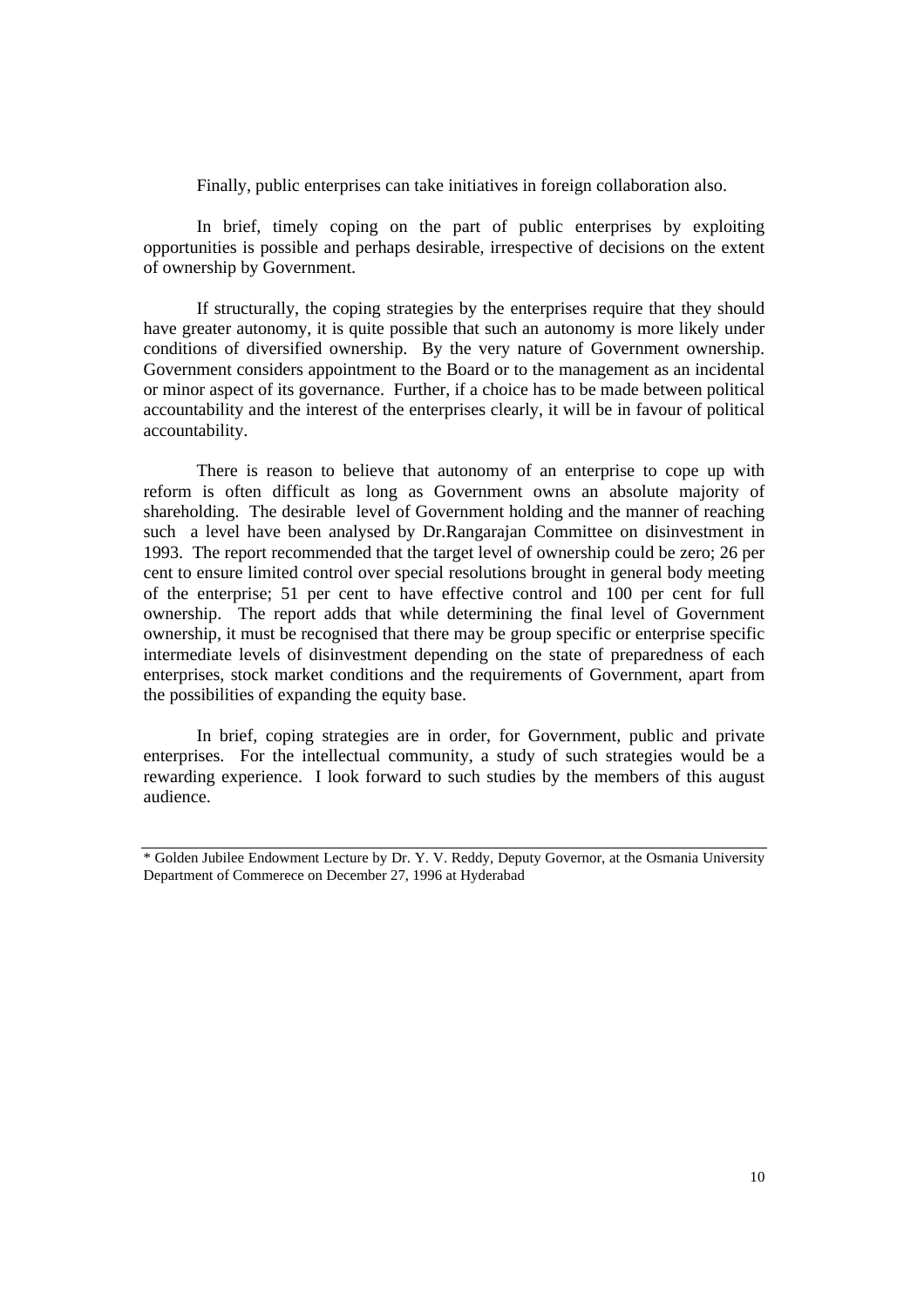Finally, public enterprises can take initiatives in foreign collaboration also.

In brief, timely coping on the part of public enterprises by exploiting opportunities is possible and perhaps desirable, irrespective of decisions on the extent of ownership by Government.

If structurally, the coping strategies by the enterprises require that they should have greater autonomy, it is quite possible that such an autonomy is more likely under conditions of diversified ownership. By the very nature of Government ownership. Government considers appointment to the Board or to the management as an incidental or minor aspect of its governance. Further, if a choice has to be made between political accountability and the interest of the enterprises clearly, it will be in favour of political accountability.

There is reason to believe that autonomy of an enterprise to cope up with reform is often difficult as long as Government owns an absolute majority of shareholding. The desirable level of Government holding and the manner of reaching such a level have been analysed by Dr.Rangarajan Committee on disinvestment in 1993. The report recommended that the target level of ownership could be zero; 26 per cent to ensure limited control over special resolutions brought in general body meeting of the enterprise; 51 per cent to have effective control and 100 per cent for full ownership. The report adds that while determining the final level of Government ownership, it must be recognised that there may be group specific or enterprise specific intermediate levels of disinvestment depending on the state of preparedness of each enterprises, stock market conditions and the requirements of Government, apart from the possibilities of expanding the equity base.

In brief, coping strategies are in order, for Government, public and private enterprises. For the intellectual community, a study of such strategies would be a rewarding experience. I look forward to such studies by the members of this august audience.

---

* Golden Jubilee Endowment Lecture by Dr. Y. V. Reddy, Deputy Governor, at the Osmania University Department of Commerece on December 27, 1996 at Hyderabad